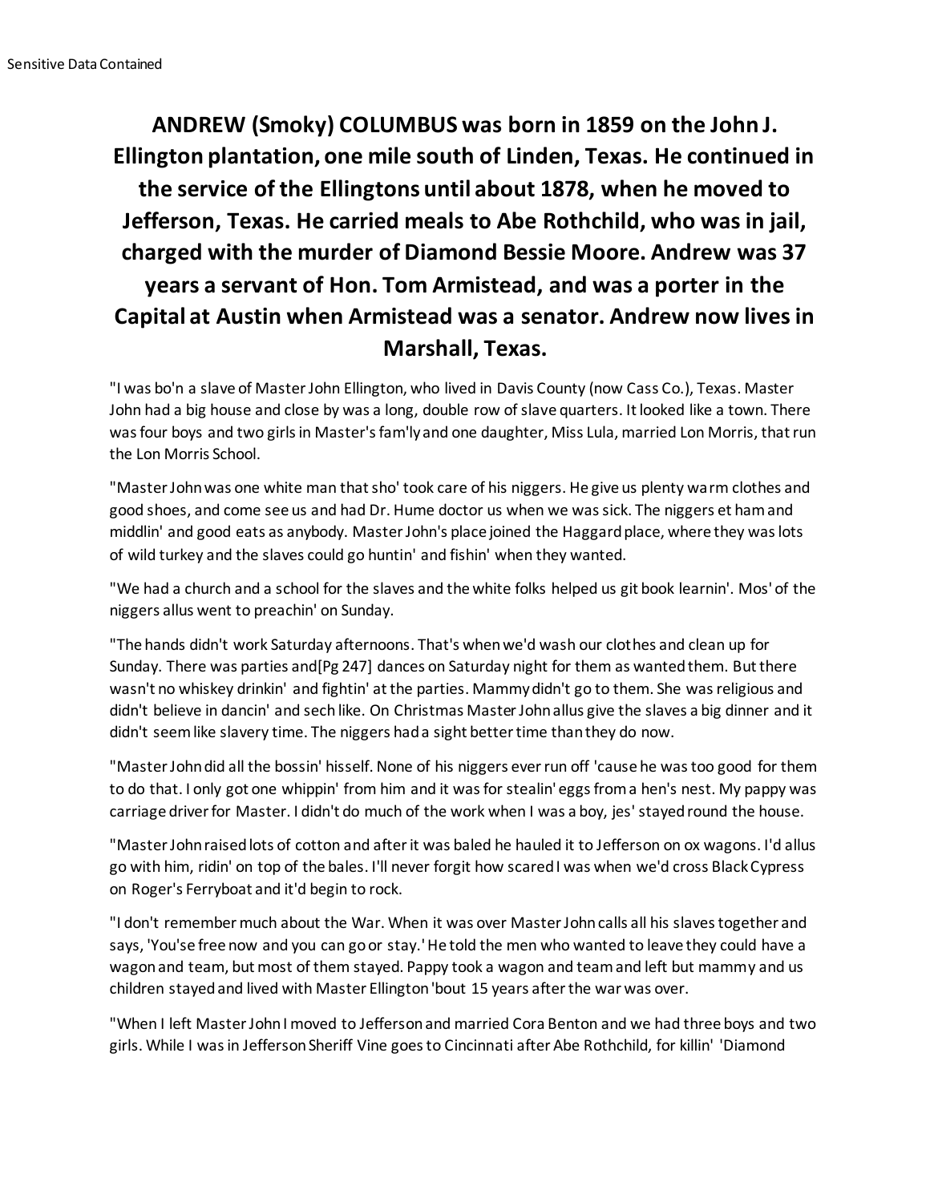Sensitive Data Contained

# ANDREW (Smoky) COLUMBUS was born in 1859 on the John J. Ellington plantation, one mile south of Linden, Texas. He continued in the service of the Ellingtons until about 1878, when he moved to Jefferson, Texas. He carried meals to Abe Rothchild, who was in jail, charged with the murder of Diamond Bessie Moore. Andrew was 37 years a servant of Hon. Tom Armistead, and was a porter in the Capital at Austin when Armistead was a senator. Andrew now lives in Marshall, Texas.

"I was bo'n a slave of Master John Ellington, who lived in Davis County (now Cass Co.), Texas. Master John had a big house and close by was a long, double row of slave quarters. It looked like a town. There was four boys and two girls in Master's fam'ly and one daughter, Miss Lula, married Lon Morris, that run the Lon Morris School.

"Master John was one white man that sho' took care of his niggers. He give us plenty warm clothes and good shoes, and come see us and had Dr. Hume doctor us when we was sick. The niggers et ham and middlin' and good eats as anybody. Master John's place joined the Haggard place, where they was lots of wild turkey and the slaves could go huntin' and fishin' when they wanted.

"We had a church and a school for the slaves and the white folks helped us git book learnin'. Mos' of the niggers allus went to preachin' on Sunday.

"The hands didn't work Saturday afternoons. That's when we'd wash our clothes and clean up for Sunday. There was parties and[Pg 247] dances on Saturday night for them as wanted them. But there wasn't no whiskey drinkin' and fightin' at the parties. Mammy didn't go to them. She was religious and didn't believe in dancin' and sech like. On Christmas Master John allus give the slaves a big dinner and it didn't seem like slavery time. The niggers had a sight better time than they do now.

"Master John did all the bossin' hisself. None of his niggers ever run off 'cause he was too good for them to do that. I only got one whippin' from him and it was for stealin' eggs from a hen's nest. My pappy was carriage driver for Master. I didn't do much of the work when I was a boy, jes' stayed round the house.

"Master John raised lots of cotton and after it was baled he hauled it to Jefferson on ox wagons. I'd allus go with him, ridin' on top of the bales. I'll never forgit how scared I was when we'd cross Black Cypress on Roger's Ferryboat and it'd begin to rock.

"I don't remember much about the War. When it was over Master John calls all his slaves together and says, 'You'se free now and you can go or stay.' He told the men who wanted to leave they could have a wagon and team, but most of them stayed. Pappy took a wagon and team and left but mammy and us children stayed and lived with Master Ellington 'bout 15 years after the war was over.

"When I left Master John I moved to Jefferson and married Cora Benton and we had three boys and two girls. While I was in Jefferson Sheriff Vine goes to Cincinnati after Abe Rothchild, for killin' 'Diamond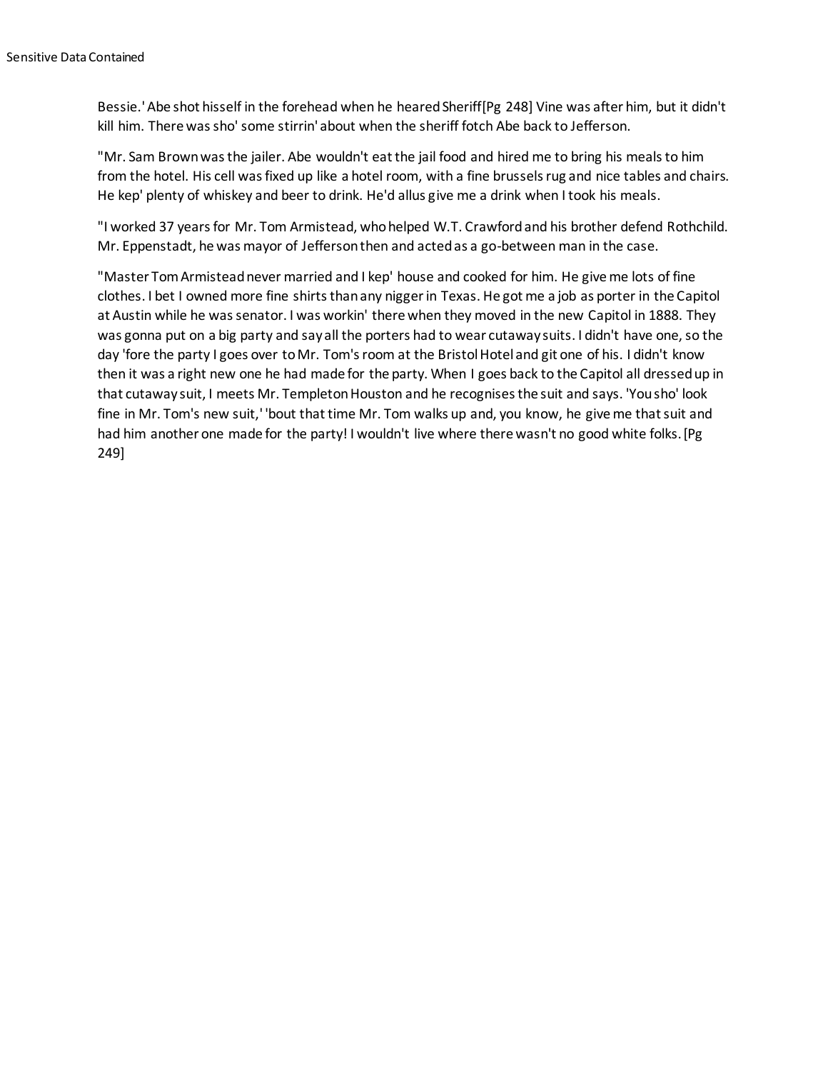Bessie.' Abe shot hisself in the forehead when he heared Sheriff[Pg 248] Vine was after him, but it didn't kill him. There was sho' some stirrin' about when the sheriff fotch Abe back to Jefferson.

"Mr. Sam Brown was the jailer. Abe wouldn't eat the jail food and hired me to bring his meals to him from the hotel. His cell was fixed up like a hotel room, with a fine brussels rug and nice tables and chairs. He kep' plenty of whiskey and beer to drink. He'd allus give me a drink when I took his meals.

"I worked 37 years for Mr. Tom Armistead, who helped W.T. Crawford and his brother defend Rothchild. Mr. Eppenstadt, he was mayor of Jefferson then and acted as a go-between man in the case.

"Master Tom Armistead never married and I kep' house and cooked for him. He give me lots of fine clothes. I bet I owned more fine shirts than any nigger in Texas. He got me a job as porter in the Capitol at Austin while he was senator. I was workin' there when they moved in the new Capitol in 1888. They was gonna put on a big party and say all the porters had to wear cutaway suits. I didn't have one, so the day 'fore the party I goes over to Mr. Tom's room at the Bristol Hotel and git one of his. I didn't know then it was a right new one he had made for the party. When I goes back to the Capitol all dressed up in that cutaway suit, I meets Mr. Templeton Houston and he recognises the suit and says. 'You sho' look fine in Mr. Tom's new suit,' 'bout that time Mr. Tom walks up and, you know, he give me that suit and had him another one made for the party! I wouldn't live where there wasn't no good white folks. [Pg 249]